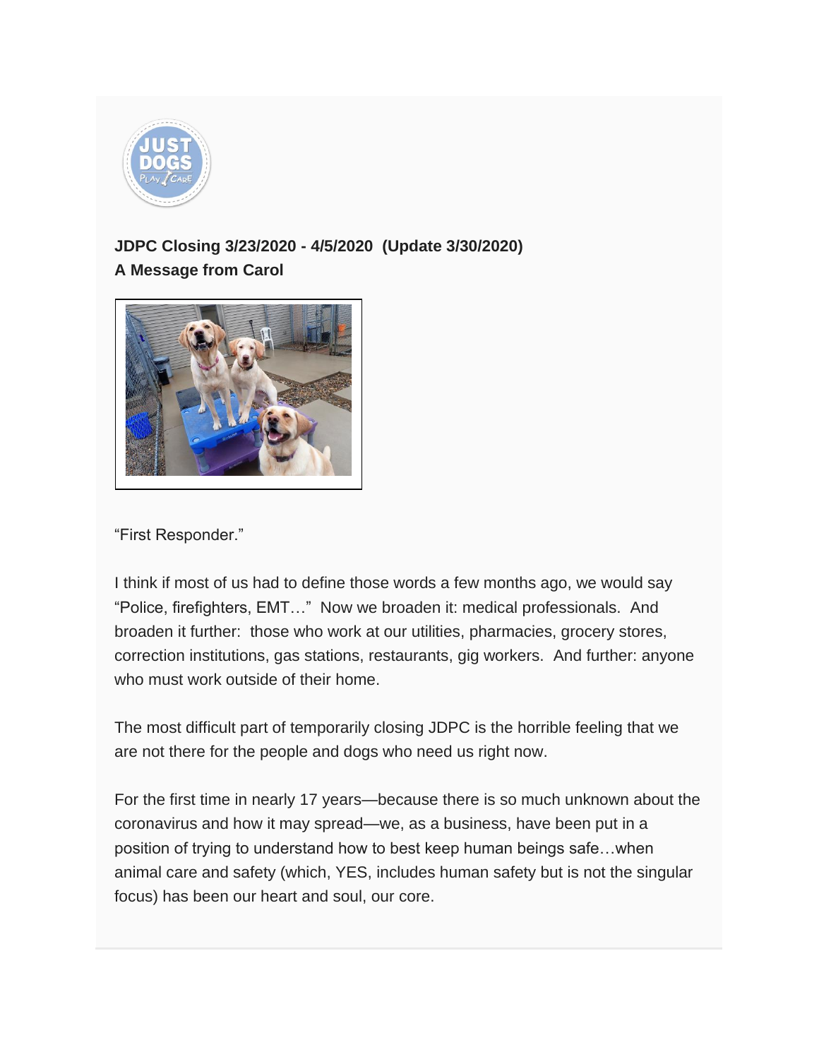**JDPC Closing 3/23/2020 - 4/5/2020 (Update 3/30/2020)**
**A Message from Carol**

“First Responder.”

I think if most of us had to define those words a few months ago, we would say “Police, firefighters, EMT…” Now we broaden it: medical professionals. And broaden it further: those who work at our utilities, pharmacies, grocery stores, correction institutions, gas stations, restaurants, gig workers. And further: anyone who must work outside of their home.

The most difficult part of temporarily closing JDPC is the horrible feeling that we are not there for the people and dogs who need us right now.

For the first time in nearly 17 years—because there is so much unknown about the coronavirus and how it may spread—we, as a business, have been put in a position of trying to understand how to best keep human beings safe…when animal care and safety (which, YES, includes human safety but is not the singular focus) has been our heart and soul, our core.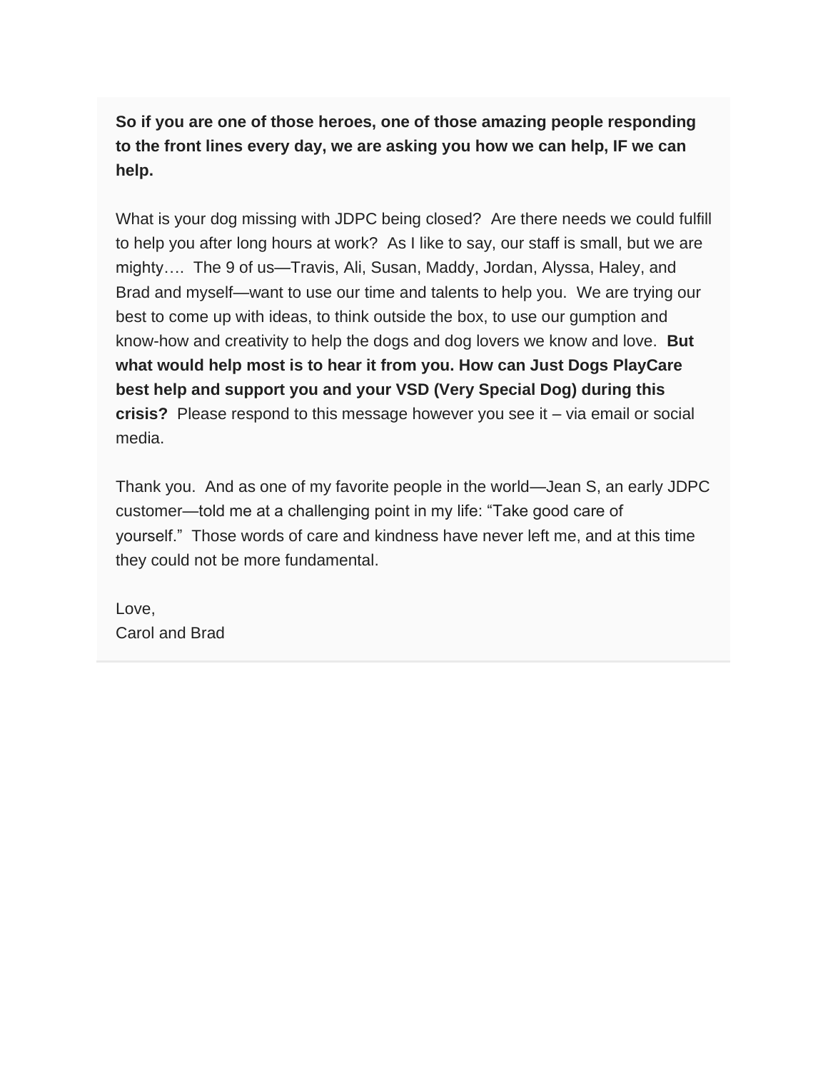**So if you are one of those heroes, one of those amazing people responding to the front lines every day, we are asking you how we can help, IF we can help.**

What is your dog missing with JDPC being closed? Are there needs we could fulfill to help you after long hours at work? As I like to say, our staff is small, but we are mighty…. The 9 of us—Travis, Ali, Susan, Maddy, Jordan, Alyssa, Haley, and Brad and myself—want to use our time and talents to help you. We are trying our best to come up with ideas, to think outside the box, to use our gumption and know-how and creativity to help the dogs and dog lovers we know and love. **But what would help most is to hear it from you. How can Just Dogs PlayCare best help and support you and your VSD (Very Special Dog) during this crisis?** Please respond to this message however you see it – via email or social media.

Thank you. And as one of my favorite people in the world—Jean S, an early JDPC customer—told me at a challenging point in my life: "Take good care of yourself." Those words of care and kindness have never left me, and at this time they could not be more fundamental.

Love,
Carol and Brad